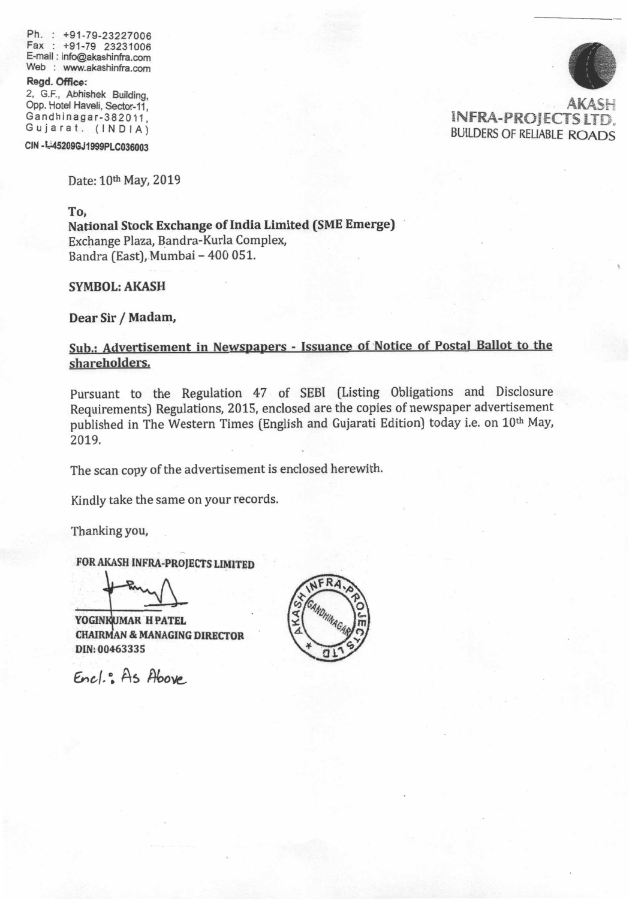Ph. : +91-79-23227006
Fax : +91-79 23231006
E-mail : info@akashinfra.com
Web : www.akashinfra.com

**Regd. Office:**
2, G.F., Abhishek Building,
Opp. Hotel Haveli, Sector-11,
Gandhinagar-382011,
Gujarat. (INDIA)

CIN - L45209GJ1999PLC036003

**AKASH INFRA-PROJECTS LTD.**
BUILDERS OF RELIABLE ROADS

Date: 10th May, 2019

**To,**
**National Stock Exchange of India Limited (SME Emerge)**
Exchange Plaza, Bandra-Kurla Complex,
Bandra (East), Mumbai – 400 051.

**SYMBOL: AKASH**

**Dear Sir / Madam,**

**Sub.: Advertisement in Newspapers - Issuance of Notice of Postal Ballot to the shareholders.**

Pursuant to the Regulation 47 of SEBI (Listing Obligations and Disclosure Requirements) Regulations, 2015, enclosed are the copies of newspaper advertisement published in The Western Times (English and Gujarati Edition) today i.e. on 10th May, 2019.

The scan copy of the advertisement is enclosed herewith.

Kindly take the same on your records.

Thanking you,

**FOR AKASH INFRA-PROJECTS LIMITED**

**YOGINKUMAR H PATEL**
**CHAIRMAN & MANAGING DIRECTOR**
**DIN: 00463335**

Encl.: As Above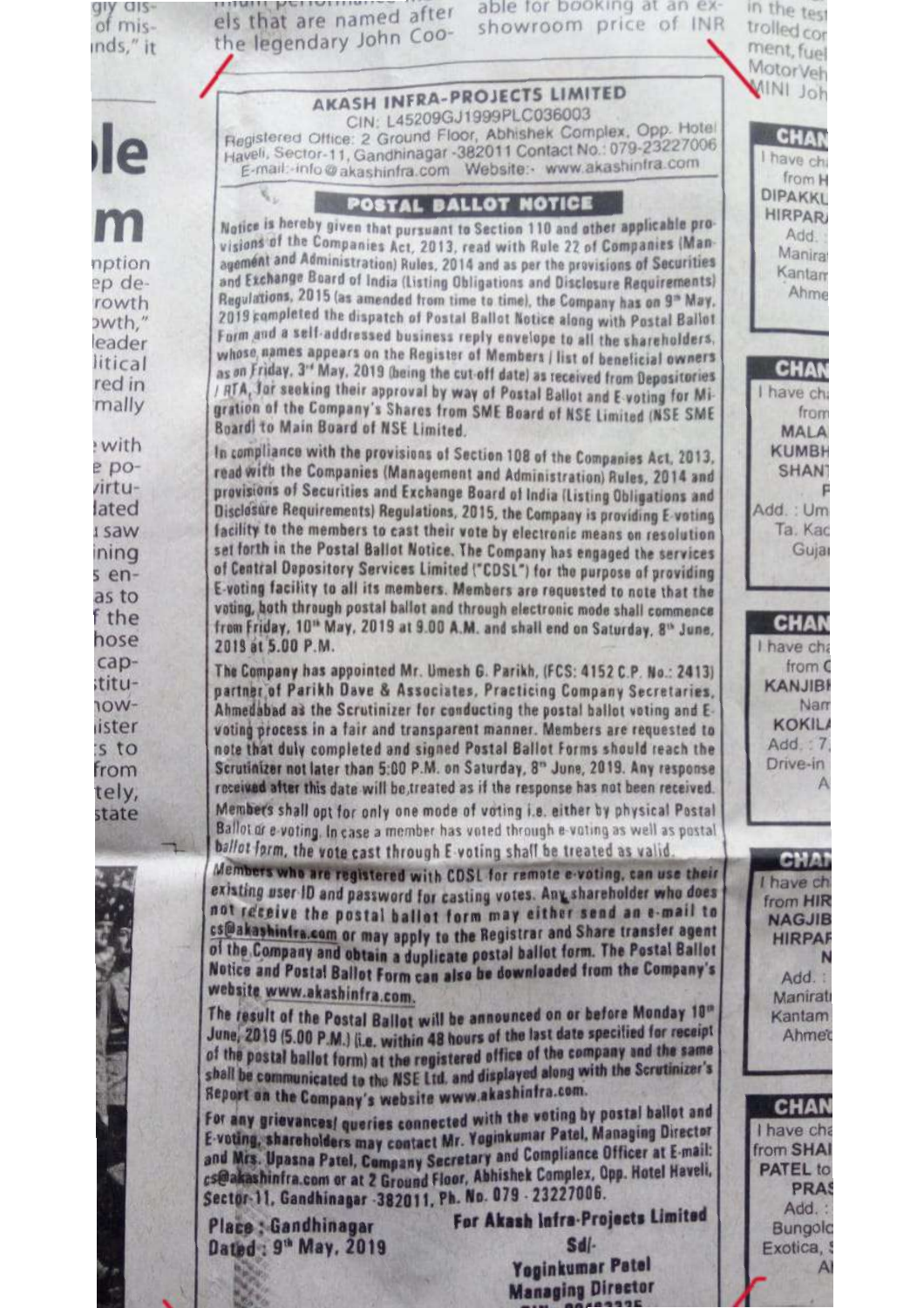# AKASH INFRA-PROJECTS LIMITED

CIN: L45209GJ1999PLC036003

Registered Office: 2 Ground Floor, Abhishek Complex, Opp. Hotel Haveli, Sector-11, Gandhinagar -382011 Contact No.: 079-23227006

E-mail:-info@akashinfra.com Website:- www.akashinfra.com

## POSTAL BALLOT NOTICE

Notice is hereby given that pursuant to Section 110 and other applicable provisions of the Companies Act, 2013, read with Rule 22 of Companies (Management and Administration) Rules, 2014 and as per the provisions of Securities and Exchange Board of India (Listing Obligations and Disclosure Requirements) Regulations, 2015 (as amended from time to time), the Company has on 9th May, 2019 completed the dispatch of Postal Ballot Notice along with Postal Ballot Form and a self-addressed business reply envelope to all the shareholders, whose names appears on the Register of Members / list of beneficial owners as on Friday, 3rd May, 2019 (being the cut-off date) as received from Depositories / RTA, for seeking their approval by way of Postal Ballot and E-voting for Migration of the Company's Shares from SME Board of NSE Limited (NSE SME Board) to Main Board of NSE Limited.

In compliance with the provisions of Section 108 of the Companies Act, 2013, read with the Companies (Management and Administration) Rules, 2014 and provisions of Securities and Exchange Board of India (Listing Obligations and Disclosure Requirements) Regulations, 2015, the Company is providing E-voting facility to the members to cast their vote by electronic means on resolution set forth in the Postal Ballot Notice. The Company has engaged the services of Central Depository Services Limited ("CDSL") for the purpose of providing E-voting facility to all its members. Members are requested to note that the voting, both through postal ballot and through electronic mode shall commence from Friday, 10th May, 2019 at 9.00 A.M. and shall end on Saturday, 8th June, 2019 at 5.00 P.M.

The Company has appointed Mr. Umesh G. Parikh, (FCS: 4152 C.P. No.: 2413) partner of Parikh Dave & Associates, Practicing Company Secretaries, Ahmedabad as the Scrutinizer for conducting the postal ballot voting and E-voting process in a fair and transparent manner. Members are requested to note that duly completed and signed Postal Ballot Forms should reach the Scrutinizer not later than 5:00 P.M. on Saturday, 8th June, 2019. Any response received after this date will be treated as if the response has not been received.

Members shall opt for only one mode of voting i.e. either by physical Postal Ballot or e-voting. In case a member has voted through e-voting as well as postal ballot form, the vote cast through E-voting shall be treated as valid.

Members who are registered with CDSL for remote e-voting, can use their existing user ID and password for casting votes. Any shareholder who does not receive the postal ballot form may either send an e-mail to cs@akashinfra.com or may apply to the Registrar and Share transfer agent of the Company and obtain a duplicate postal ballot form. The Postal Ballot Notice and Postal Ballot Form can also be downloaded from the Company's website www.akashinfra.com.

The result of the Postal Ballot will be announced on or before Monday 10th June, 2019 (5.00 P.M.) (i.e. within 48 hours of the last date specified for receipt of the postal ballot form) at the registered office of the company and the same shall be communicated to the NSE Ltd. and displayed along with the Scrutinizer's Report on the Company's website www.akashinfra.com.

For any grievances/ queries connected with the voting by postal ballot and E-voting, shareholders may contact Mr. Yoginkumar Patel, Managing Director and Mrs. Upasna Patel, Company Secretary and Compliance Officer at E-mail: cs@akashinfra.com or at 2 Ground Floor, Abhishek Complex, Opp. Hotel Haveli, Sector-11, Gandhinagar -382011, Ph. No. 079 - 23227006.

**Place : Gandhinagar**
**Dated : 9th May, 2019**

**For Akash Infra-Projects Limited**

**Sd/-**

**Yoginkumar Patel**
**Managing Director**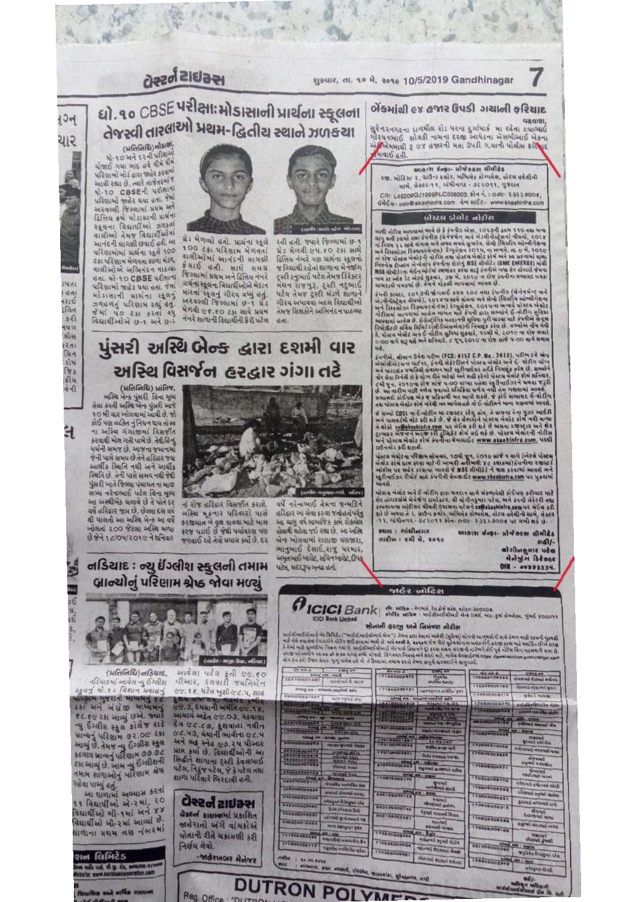# ધો.૧૦ CBSE પરીક્ષાઃ મોડાસાની પ્રાર્થના સ્કૂલના તેજસ્વી તારલાઓ પ્રથમ-દ્વિતીય સ્થાને ઝળક્યા

(પ્રતિનિધિ)મોડાસા,

ધો-૧૦અને ૧૨ની પરીક્ષાઓ યોજાઈ ગયા બાદ હવે ધીમે ધીમે પરિણામો બોર્ડ દ્વારા જાહેર કરવામાં આવી રહ્યા છે. ત્યારે તાજેતરમાં જ ધો-૧૦ CBSEની પરીક્ષાના પરિણામો જાહેર થયા હતા. જેમાં અરવલ્લી જિલ્લામાં પ્રથમ અને દ્વિતિય ક્રમે મોડાસાની પ્રાર્થના સ્કૂલના વિદ્યાર્થીઓ ઝળકતાં વાલીઓ તેમજ વિદ્યાર્થીઓમાં આનંદની લાગણી છવાઈ હતી. આ પરિણામોમાં પ્રાર્થના સ્કૂલે ૧૦૦ ટકા પરિણામ મેળવતાં શાળા મંડળ, વાલીઓએ અભિનંદન પાઠવ્યા હતા. ધો-૧૦ CBSE પરીક્ષાના પરિણામો જાહેર થયા હતા. જેમાં મોડાસાની પ્રાર્થના સ્કૂલનું ઝળહળતું પરિણામ રહ્યું હતું. જેમાં ૫૦ ટકા કરતાં વધુ વિદ્યાર્થીઓએ એ-૧ અને એ-૨ ગ્રેડ મેળવ્યો હતો. પ્રાર્થના સ્કૂલે ૧૦૦ ટકા પરિણામ મેળવતાં વાલીઓમાં આનંદની લાગણી ફેલાઈ હતી. સાથે સમગ્ર જિલ્લામાં પ્રથમ અને દ્વિતિય નંબરે પ્રાર્થના સ્કૂલના વિદ્યાર્થીઓએ મેદાન મારતાં સ્કૂલનું ગૌરવ વધ્યું હતું. અરવલ્લી જિલ્લામાં એ-૧ ગ્રેડ મેળવી ૯૯.૬૦ ટકા સાથે પ્રથમ નંબરે શાળાની વિદ્યાર્થીની હેતી પટેલ રહી હતી. જ્યારે જિલ્લામાં એ-૧ ગ્રેડ મેળવી ૯૫.૬૦ ટકા સાથે દ્વિતિય નંબરે પણ પ્રાર્થના સ્કૂલનો જ વિદ્યાર્થી રહેતાં શાળાના મેનેજીંગ ટ્રસ્ટી ઋતુભાઈ પટેલ તેમજ ડિરેક્ટર મેઘન રાજગુરૂ, ટ્રસ્ટી નટુભાઈ પટેલ તેમજ ટ્રસ્ટી મંડળે શાળાને ગૌરવ અપાવવા બદલ વિદ્યાર્થીઓ તેમજ શિક્ષકોને અભિનંદન પાઠવ્યા હતા.

# પુંસરી અસ્થિ બેન્ક દ્વારા દશમી વાર અસ્થિ વિસર્જન હરદ્વાર ગંગા તટે

(પ્રતિનિધિ) પ્રાંતિજ,

અસ્થિ બેન્ક પુંસરી વિના મૂલ્ય સેવા કરતી અસ્થિ બેન્ક પુંસરી આજે ૧૦મી વાર ખોલવામાં આવી છે. જો કોઈ પણ વ્યક્તિ નુ નિધન થાય તો તેના અસ્થિ ગંગાજીમાં વિસર્જીત કરવાથી મોક્ષ મળી જાય છે. તેવી હિન્દુ ધર્મની સમજ છે. આજના જમાનામાં જેની પાસે સમય છે તેને હરિદ્વાર જવા આર્થિક સ્થિતિ નથી અને આર્થિક સ્થિતિ છે. તેની પાસે સમય નથી જેથી પુંસરી ખાતે જિલ્લા પંચાયતના માજી સભ્ય નરેન્દ્રભાઈ પટેલ વિના મૂલ્ય આ અસ્થિબેંક ચલાવે છે તે પોતે દર વર્ષે હરિદ્વાર જાય છે. છેલ્લા દસ વર્ષ થી ચાલતી આ અસ્થિ બેન્ક આ વર્ષ ખોલતાં ૨૦૦ જેટલા અસ્થિ મળ્યા છે જેને ૧૮/૦૫/૨૦૧૯ ને શનિવાર ના રોજ હરિદ્વાર વિસર્જીત કરાશે. અસ્થિ મૂકનાર પરિવારો પાસે ફરજીયાત એ વૃક્ષ વાવવા માટે ખાસ ફરજ પડાઈ છે જેથી પર્યાવરણ પણ જળવાઈ રહે તેવો પ્રયાસ કર્યો છે. દર વર્ષે નરેન્દ્રભાઈ તેમના જન્મદિને હરિદ્વાર આ સેવા કરવા જતાંહતાંપરંતુ આ ચાલુ વર્ષે સામાજીક પ્રસંગ હોવાથી વહેલા જઈ રહ્યા છે. આ અસ્થિ બેન્ક ખોલવામાં રાયાભાઈ વણઝારા, ભાનુભાઈ દેસાઈ,રાજુ પરમાર, અમૃતભાઈ બારોટ, સચિન બારોટ,દીપક પટેલ, મદદરૂપ બન્યા હતા.

# નડિયાદ : ન્યુ ઈંગ્લીશ સ્કુલની તમામ બ્રાન્ચોનું પરિણામ શ્રેષ્ઠ જોવા મળ્યું

(પ્રતિનિધિ)નડિયાદ,

નડિયાદમાં આવેલ ન્યુ ઈંગ્લીશ સ્કુલનું ધો.૧૨ વિજ્ઞાન પ્રવાહનું પરિણામ ગુજરાતી માધ્યમનું ૯૮ ટકા અને અંગ્રેજી માધ્યમનું ૯૮.૯૯ ટકા આવ્યું છએ. જ્યારે ન્યુ ઈંગ્લીશ સ્કુલ કોલેજ રોડ બ્રાન્ચનું પરિણામ ૭૨.૦૯ ટકા આવ્યું છે. તેમજ ન્યુ ઈંગ્લીશ સ્કુલ કઠલાલ બ્રાન્ચનું પરિણામ ૭૭.૭૮ ટકા આવ્યું છે. આમ ન્યુ ઈંગ્લીશની તમામ શાળાઓનું પરિણામ શ્રેષ્ઠ રહેવા પામ્યું હતું.

આ શાળામાં અભ્યાસ કરતાં ૧૧ વિદ્યાર્થીઓ એ-૨માં, ૨૦ વિદ્યાર્થીઓ બી-૧માં અને ૪૪ વિદ્યાર્થીઓ બી-૨માં આવ્યા છે. શાળાના પ્રથમ ત્રણ નંબરમાં આવેલ પટેલ ક્રુતી ૯૯.૯૦ પીઆર, દલવાડી જયતિબેન ૯૯.૧૬, પટેલ ખુશી ૯૮.૫, શાહ ક્રુશા ૯૮.૯૯, મકવાણ ખ્યાતિ ૯૯.૩, દેવલાણી અમીત૯૯.૧૪, આચાર્ય અર્દેત ૯૯.૦૩, વાઘવાણા દેવ ૯૮.૮૭, કુશવાહા નવીન ૯૯.૫૩, ચૈયાની ભાવીના ૯૮.૫ અને ભટ્ટ સ્નેહ ૯૭.૨૫ પીઆર પ્રાપ્ત કર્યા છે. વિદ્યાર્થીઓની આ સિદ્ધીને શાળાના ટ્રસ્ટી કેવલભાઈ પટેલ, નિકુંજ પટેલ, જે ડે પટેલ તથા શાળા પરિવારે બિરદાવી હતી.

**વેસ્ટર્ન ટાઈમ્સ**

વેસ્ટર્ન ટાઈમ્સમાં પ્રકાશિત જાહેરાતો અંગે વાંચકોએ પોતાની રીતે ચકાસણી કરી નિર્ણય લેવો.

-જાહેરખબર મેનેજર

# બેંકમાંથી ૯૪ હજાર ઉપડી ગયાની ફરિયાદ

વઢવાણ,

સુરેન્દ્રનગરના દાળમીલ રોડ પરના દુર્ગાપાર્ક મા રહેતા ડાયાભાઈ ગોરધનભાઈ સોલંકી નામના દરજી આધેડના એસબીઆઈ બેંકના એકાઉન્ટમાંથી રૂ ૯૪ હજારની મતા ઉપડી ગ.યાની પોલીસ ફરિયાદ નોંધાઈ હતી.

## આકાશ ઈન્ફ્રા- પ્રોજેક્ટસ લીમીટેડ

રજી. ઓફિસ : ૨, ગ્રાઉન્ડ ફ્લોર, અભિષેક કોમ્પલેક્ષ, હોટલ હવેલીની સામે, સેક્ટર-૧૧, ગાંધીનગર - ૩૮૨૦૧૧, ગુજરાત

CIN: L45209GJ1999PLC036003, ફોન નં. : ૦૭૯- ૨૩૨૨૭૦૦૬, ઈમેઈલ- info@akashinfra.com વેબ સાઈટ- www.akashinfra.com

### પોસ્ટલ બેલોટ નોટીસ

આથી નોટીસ આપવામાં આવે છે કે કંપનીઝ એક્ટ, ૨૦૧૩ની કલમ ૧૧૦ તથા અન્ય લાગુ પડતી કલમો તથા કંપનીઝ (મેનેજમેન્ટ અને એડમીનીસ્ટ્રેશન) નીયમો, ૨૦૧૪ના નીયમ ૨૨ સાથે વાંચતા અને સમયાંતરે થયેલા સુધારાઓ તથા સેબી (લિસ્ટીંગ ઓબ્લીગેશન અને ડિસ્ક્લોઝર રિક્વાયરમેન્ટ્સ) રેગ્યુલેશન્સ ૨૦૧૫ મુજબ ... પોસ્ટલ બેલોટ દ્વારા ... NSE ઈમર્જ (SME EMERGE) ... ઠરાવ ... પસાર કરવા માટે સભ્યોની મંજૂરી માંગવામાં આવે છે.

કંપની કાયદા, ૨૦૧૩ની જોગવાઈ કલમ ૧૦૮ તથા કંપનીઝ (મેનેજમેન્ટ અને એડમીનીસ્ટ્રેશન નીયમો), ૨૦૧૪ના નીયમ ૨૦ ... સેબી (લિસ્ટીંગ ઓબ્લીગેશન અને ડિસ્ક્લોઝર રિક્વાયરમેન્ટ્સ) રેગ્યુલેશન, ૨૦૧૫ ... સભ્યોને ઈ-વોટીંગ સુવિધા આપવામાં આવેલ છે. ... ઈ-વોટીંગ સુવિધા શુક્રવાર, ૧૦મી મે, ૨૦૧૯ ના રોજ સવારે ૯:૦૦ વાગે શરૂ થશે અને શનિવાર, ૮ જૂન,૨૦૧૯ ના રોજ સાંજે ૫:૦૦ વાગે સમાપ્ત થશે.

કંપનીએ, શ્રી ... પરીખ (FCS: 4152 C.P. No.: 2413), ... ને પોસ્ટલ બેલોટ અને ઈ-વોટીંગ પ્રક્રિયા ન્યાયી અને પારદર્શક રીતે હાથ ધરવા સ્ક્રુટીનાઈઝર તરીકે નિમણુંક કરેલ છે. ... પોસ્ટલ બેલોટ ફોર્મ ... ૮મી જૂન, ૨૦૧૯ના રોજ સાંજે ૫:૦૦ વાગ્યા પહેલાં સ્ક્રુટીનાઈઝરને મળવા જરૂરી છે. ... ઈ-વોટીંગ ... www.akashinfra.com ...

જે સભ્યો CDSL ના ઈ-વોટીંગ ... cs@akashinfra.com પર ઈમેઈલ કરી શકે છે ... www.akashinfra.com ...

પોસ્ટલ બેલોટના પરિણામ સોમવાર, ૧૦મી જૂન, ૨૦૧૯ સાંજે ૫ વાગે ... જાહેર કરવામાં આવશે અને ... કંપનીની વેબસાઈટ www.akashinfra.com પર મૂકવામાં આવશે.

પોસ્ટલ બેલોટ અને ઈ-વોટીંગ દ્વારા મતદાન સાથે સંકળાયેલી ફરિયાદો ... શ્રી યોગીનકુમાર પટેલ, ... cs@akashinfra.com ... ૨, ગ્રાઉન્ડ ફ્લોર, અભિષેક કોમ્પલેક્ષ, હોટલ હવેલીની સામે, સેક્ટર -૧૧, ગાંધીનગર - ૩૮૨૦૧૧ ફોન- ૦૭૯- ૨૩૨૨૭૦૦૬ ...

સ્થળ : ગાંધીનગર
તારીખ : ૭મી મે, ૨૦૧૯

આકાશ ઈન્ફ્રા- પ્રોજેક્ટસ લીમીટેડ
સહી/-
યોગીનકુમાર પટેલ
મેનેજીંગ ડિરેક્ટર
DIN - 00763354

## જાહેર નોટિસ

**ICICI Bank**

ICICI Bank Limited

### સોનાની હરાજી અને નિમંત્રણ નોટીસ

તારીખ : ૧૦.૦૫.૨૦૧૯

સહી/-
અધિકૃત અધિકારી
આઈસીઆઈસીઆઈ બેંક લિ. વતી

DUTRON POLYMERS

Reg. Office : "DUTRON ...